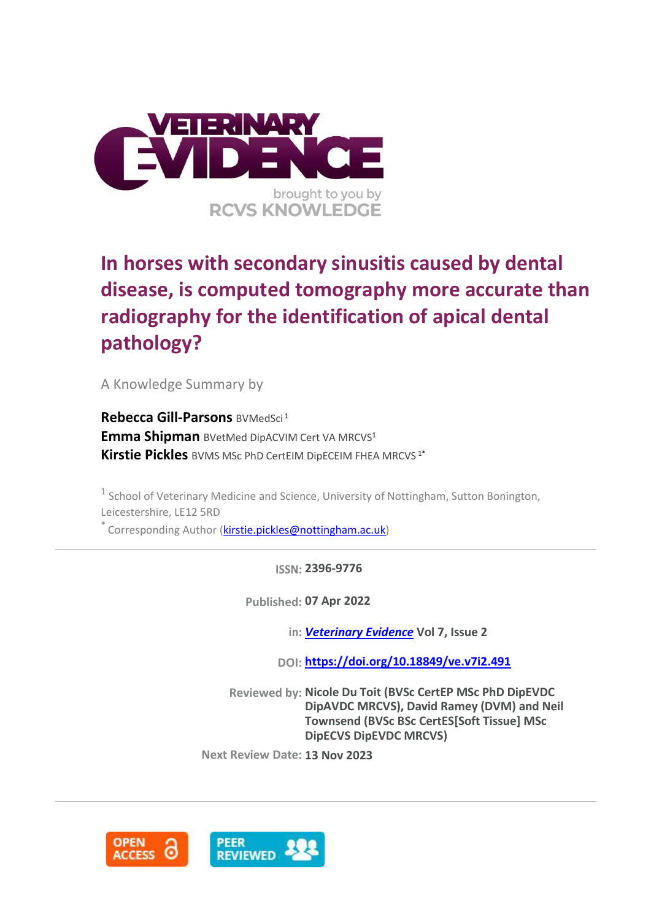# In horses with secondary sinusitis caused by dental disease, is computed tomography more accurate than radiography for the identification of apical dental pathology?

A Knowledge Summary by

**Rebecca Gill-Parsons** BVMedSci [1]
**Emma Shipman** BVetMed DipACVIM Cert VA MRCVS[1]
**Kirstie Pickles** BVMS MSc PhD CertEIM DipECEIM FHEA MRCVS [1*]

[1] School of Veterinary Medicine and Science, University of Nottingham, Sutton Bonington, Leicestershire, LE12 5RD
[*] Corresponding Author (kirstie.pickles@nottingham.ac.uk)

**ISSN:** 2396-9776

**Published:** 07 Apr 2022

**in:** *Veterinary Evidence* Vol 7, Issue 2

**DOI:** https://doi.org/10.18849/ve.v7i2.491

**Reviewed by:** Nicole Du Toit (BVSc CertEP MSc PhD DipEVDC DipAVDC MRCVS), David Ramey (DVM) and Neil Townsend (BVSc BSc CertES[Soft Tissue] MSc DipECVS DipEVDC MRCVS)

**Next Review Date:** 13 Nov 2023

OPEN ACCESS PEER REVIEWED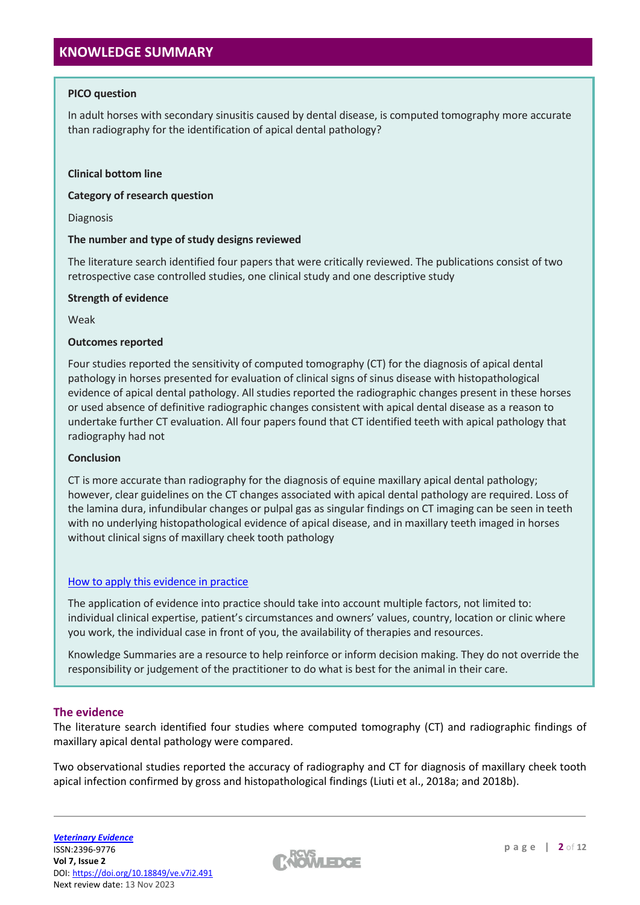## KNOWLEDGE SUMMARY

**PICO question**

In adult horses with secondary sinusitis caused by dental disease, is computed tomography more accurate than radiography for the identification of apical dental pathology?

**Clinical bottom line**

**Category of research question**

Diagnosis

**The number and type of study designs reviewed**

The literature search identified four papers that were critically reviewed. The publications consist of two retrospective case controlled studies, one clinical study and one descriptive study

**Strength of evidence**

Weak

**Outcomes reported**

Four studies reported the sensitivity of computed tomography (CT) for the diagnosis of apical dental pathology in horses presented for evaluation of clinical signs of sinus disease with histopathological evidence of apical dental pathology. All studies reported the radiographic changes present in these horses or used absence of definitive radiographic changes consistent with apical dental disease as a reason to undertake further CT evaluation. All four papers found that CT identified teeth with apical pathology that radiography had not

**Conclusion**

CT is more accurate than radiography for the diagnosis of equine maxillary apical dental pathology; however, clear guidelines on the CT changes associated with apical dental pathology are required. Loss of the lamina dura, infundibular changes or pulpal gas as singular findings on CT imaging can be seen in teeth with no underlying histopathological evidence of apical disease, and in maxillary teeth imaged in horses without clinical signs of maxillary cheek tooth pathology

How to apply this evidence in practice

The application of evidence into practice should take into account multiple factors, not limited to: individual clinical expertise, patient's circumstances and owners' values, country, location or clinic where you work, the individual case in front of you, the availability of therapies and resources.

Knowledge Summaries are a resource to help reinforce or inform decision making. They do not override the responsibility or judgement of the practitioner to do what is best for the animal in their care.

## The evidence

The literature search identified four studies where computed tomography (CT) and radiographic findings of maxillary apical dental pathology were compared.

Two observational studies reported the accuracy of radiography and CT for diagnosis of maxillary cheek tooth apical infection confirmed by gross and histopathological findings (Liuti et al., 2018a; and 2018b).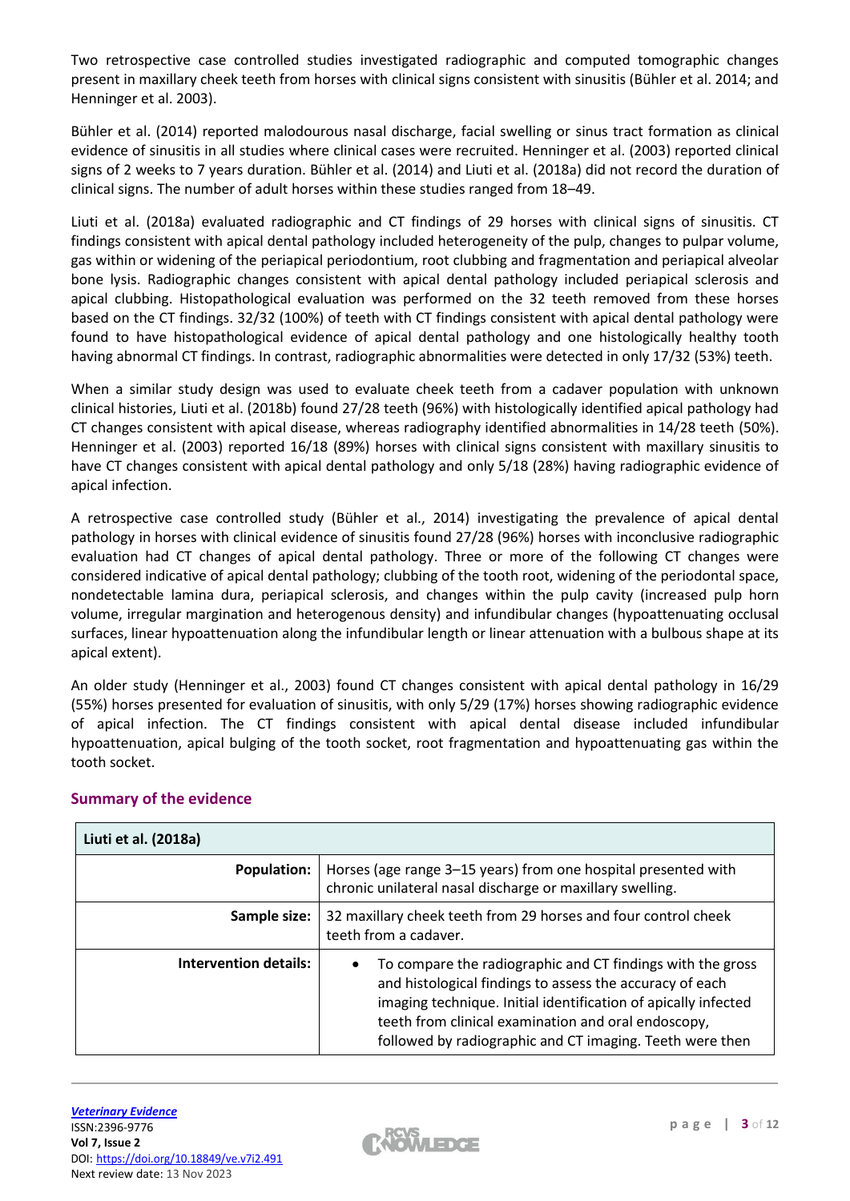Two retrospective case controlled studies investigated radiographic and computed tomographic changes present in maxillary cheek teeth from horses with clinical signs consistent with sinusitis (Bühler et al. 2014; and Henninger et al. 2003).

Bühler et al. (2014) reported malodourous nasal discharge, facial swelling or sinus tract formation as clinical evidence of sinusitis in all studies where clinical cases were recruited. Henninger et al. (2003) reported clinical signs of 2 weeks to 7 years duration. Bühler et al. (2014) and Liuti et al. (2018a) did not record the duration of clinical signs. The number of adult horses within these studies ranged from 18–49.

Liuti et al. (2018a) evaluated radiographic and CT findings of 29 horses with clinical signs of sinusitis. CT findings consistent with apical dental pathology included heterogeneity of the pulp, changes to pulpar volume, gas within or widening of the periapical periodontium, root clubbing and fragmentation and periapical alveolar bone lysis. Radiographic changes consistent with apical dental pathology included periapical sclerosis and apical clubbing. Histopathological evaluation was performed on the 32 teeth removed from these horses based on the CT findings. 32/32 (100%) of teeth with CT findings consistent with apical dental pathology were found to have histopathological evidence of apical dental pathology and one histologically healthy tooth having abnormal CT findings. In contrast, radiographic abnormalities were detected in only 17/32 (53%) teeth.

When a similar study design was used to evaluate cheek teeth from a cadaver population with unknown clinical histories, Liuti et al. (2018b) found 27/28 teeth (96%) with histologically identified apical pathology had CT changes consistent with apical disease, whereas radiography identified abnormalities in 14/28 teeth (50%). Henninger et al. (2003) reported 16/18 (89%) horses with clinical signs consistent with maxillary sinusitis to have CT changes consistent with apical dental pathology and only 5/18 (28%) having radiographic evidence of apical infection.

A retrospective case controlled study (Bühler et al., 2014) investigating the prevalence of apical dental pathology in horses with clinical evidence of sinusitis found 27/28 (96%) horses with inconclusive radiographic evaluation had CT changes of apical dental pathology. Three or more of the following CT changes were considered indicative of apical dental pathology; clubbing of the tooth root, widening of the periodontal space, nondetectable lamina dura, periapical sclerosis, and changes within the pulp cavity (increased pulp horn volume, irregular margination and heterogenous density) and infundibular changes (hypoattenuating occlusal surfaces, linear hypoattenuation along the infundibular length or linear attenuation with a bulbous shape at its apical extent).

An older study (Henninger et al., 2003) found CT changes consistent with apical dental pathology in 16/29 (55%) horses presented for evaluation of sinusitis, with only 5/29 (17%) horses showing radiographic evidence of apical infection. The CT findings consistent with apical dental disease included infundibular hypoattenuation, apical bulging of the tooth socket, root fragmentation and hypoattenuating gas within the tooth socket.

## Summary of the evidence

| **Liuti et al. (2018a)** | |
|---|---|
| **Population:** | Horses (age range 3–15 years) from one hospital presented with chronic unilateral nasal discharge or maxillary swelling. |
| **Sample size:** | 32 maxillary cheek teeth from 29 horses and four control cheek teeth from a cadaver. |
| **Intervention details:** | • To compare the radiographic and CT findings with the gross and histological findings to assess the accuracy of each imaging technique. Initial identification of apically infected teeth from clinical examination and oral endoscopy, followed by radiographic and CT imaging. Teeth were then |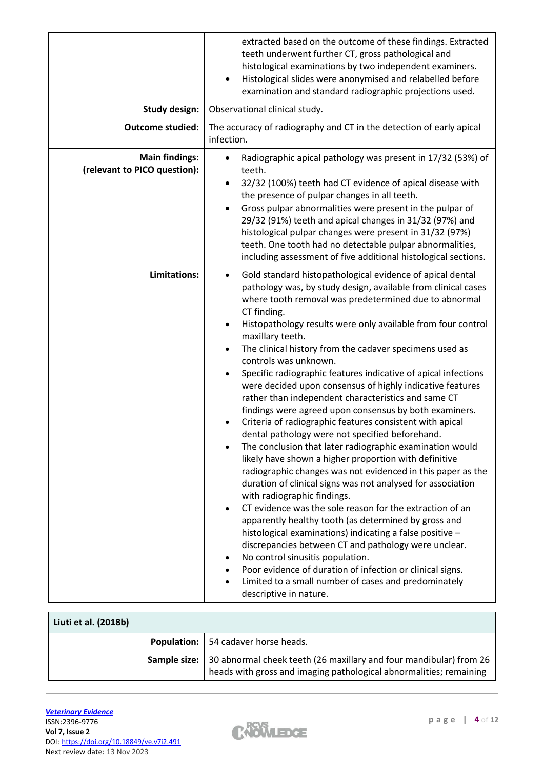| | |
|---|---|
| | - extracted based on the outcome of these findings. Extracted teeth underwent further CT, gross pathological and histological examinations by two independent examiners.<br>- Histological slides were anonymised and relabelled before examination and standard radiographic projections used. |
| **Study design:** | Observational clinical study. |
| **Outcome studied:** | The accuracy of radiography and CT in the detection of early apical infection. |
| **Main findings: (relevant to PICO question):** | - Radiographic apical pathology was present in 17/32 (53%) of teeth.<br>- 32/32 (100%) teeth had CT evidence of apical disease with the presence of pulpar changes in all teeth.<br>- Gross pulpar abnormalities were present in the pulpar of 29/32 (91%) teeth and apical changes in 31/32 (97%) and histological pulpar changes were present in 31/32 (97%) teeth. One tooth had no detectable pulpar abnormalities, including assessment of five additional histological sections. |
| **Limitations:** | - Gold standard histopathological evidence of apical dental pathology was, by study design, available from clinical cases where tooth removal was predetermined due to abnormal CT finding.<br>- Histopathology results were only available from four control maxillary teeth.<br>- The clinical history from the cadaver specimens used as controls was unknown.<br>- Specific radiographic features indicative of apical infections were decided upon consensus of highly indicative features rather than independent characteristics and same CT findings were agreed upon consensus by both examiners.<br>- Criteria of radiographic features consistent with apical dental pathology were not specified beforehand.<br>- The conclusion that later radiographic examination would likely have shown a higher proportion with definitive radiographic changes was not evidenced in this paper as the duration of clinical signs was not analysed for association with radiographic findings.<br>- CT evidence was the sole reason for the extraction of an apparently healthy tooth (as determined by gross and histological examinations) indicating a false positive – discrepancies between CT and pathology were unclear.<br>- No control sinusitis population.<br>- Poor evidence of duration of infection or clinical signs.<br>- Limited to a small number of cases and predominately descriptive in nature. |

| **Liuti et al. (2018b)** | |
|---|---|
| **Population:** | 54 cadaver horse heads. |
| **Sample size:** | 30 abnormal cheek teeth (26 maxillary and four mandibular) from 26 heads with gross and imaging pathological abnormalities; remaining |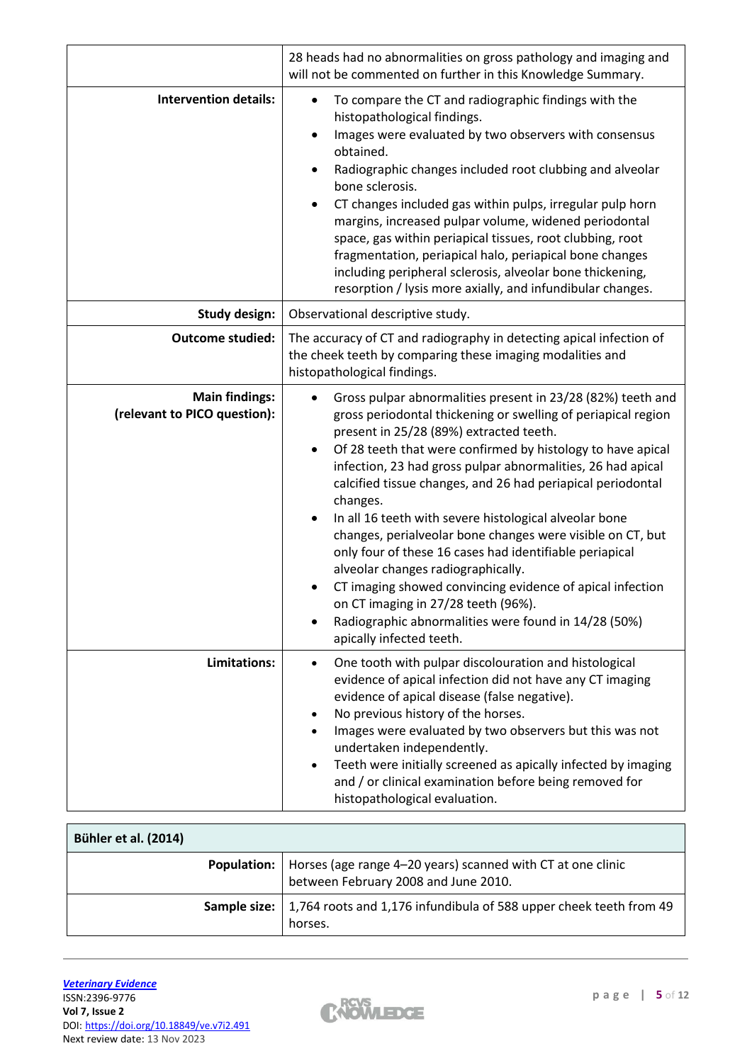| | |
|---|---|
| | 28 heads had no abnormalities on gross pathology and imaging and will not be commented on further in this Knowledge Summary. |
| **Intervention details:** | • To compare the CT and radiographic findings with the histopathological findings.<br>• Images were evaluated by two observers with consensus obtained.<br>• Radiographic changes included root clubbing and alveolar bone sclerosis.<br>• CT changes included gas within pulps, irregular pulp horn margins, increased pulpar volume, widened periodontal space, gas within periapical tissues, root clubbing, root fragmentation, periapical halo, periapical bone changes including peripheral sclerosis, alveolar bone thickening, resorption / lysis more axially, and infundibular changes. |
| **Study design:** | Observational descriptive study. |
| **Outcome studied:** | The accuracy of CT and radiography in detecting apical infection of the cheek teeth by comparing these imaging modalities and histopathological findings. |
| **Main findings: (relevant to PICO question):** | • Gross pulpar abnormalities present in 23/28 (82%) teeth and gross periodontal thickening or swelling of periapical region present in 25/28 (89%) extracted teeth.<br>• Of 28 teeth that were confirmed by histology to have apical infection, 23 had gross pulpar abnormalities, 26 had apical calcified tissue changes, and 26 had periapical periodontal changes.<br>• In all 16 teeth with severe histological alveolar bone changes, perialveolar bone changes were visible on CT, but only four of these 16 cases had identifiable periapical alveolar changes radiographically.<br>• CT imaging showed convincing evidence of apical infection on CT imaging in 27/28 teeth (96%).<br>• Radiographic abnormalities were found in 14/28 (50%) apically infected teeth. |
| **Limitations:** | • One tooth with pulpar discolouration and histological evidence of apical infection did not have any CT imaging evidence of apical disease (false negative).<br>• No previous history of the horses.<br>• Images were evaluated by two observers but this was not undertaken independently.<br>• Teeth were initially screened as apically infected by imaging and / or clinical examination before being removed for histopathological evaluation. |

| **Bühler et al. (2014)** | |
|---|---|
| **Population:** | Horses (age range 4–20 years) scanned with CT at one clinic between February 2008 and June 2010. |
| **Sample size:** | 1,764 roots and 1,176 infundibula of 588 upper cheek teeth from 49 horses. |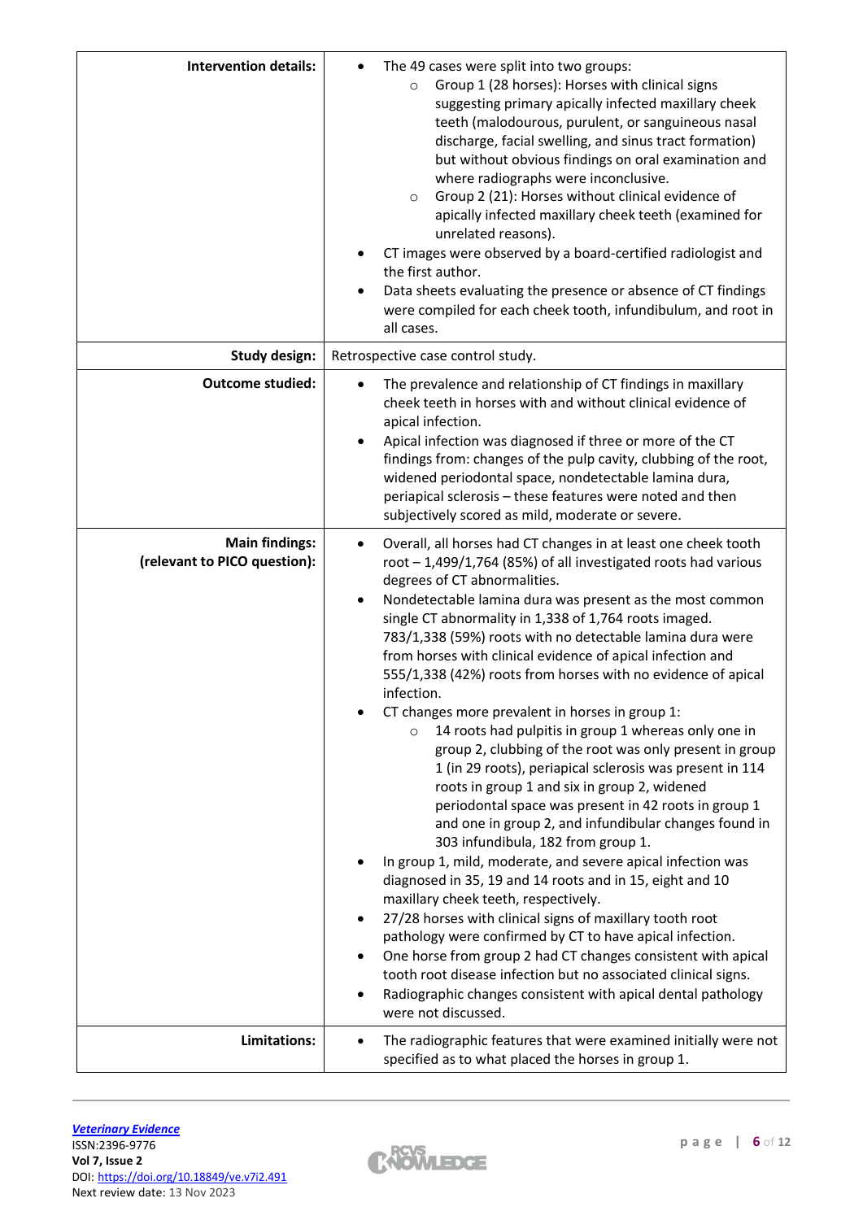| | |
|---|---|
| **Intervention details:** | • The 49 cases were split into two groups:<br>  ○ Group 1 (28 horses): Horses with clinical signs suggesting primary apically infected maxillary cheek teeth (malodourous, purulent, or sanguineous nasal discharge, facial swelling, and sinus tract formation) but without obvious findings on oral examination and where radiographs were inconclusive.<br>  ○ Group 2 (21): Horses without clinical evidence of apically infected maxillary cheek teeth (examined for unrelated reasons).<br>• CT images were observed by a board-certified radiologist and the first author.<br>• Data sheets evaluating the presence or absence of CT findings were compiled for each cheek tooth, infundibulum, and root in all cases. |
| **Study design:** | Retrospective case control study. |
| **Outcome studied:** | • The prevalence and relationship of CT findings in maxillary cheek teeth in horses with and without clinical evidence of apical infection.<br>• Apical infection was diagnosed if three or more of the CT findings from: changes of the pulp cavity, clubbing of the root, widened periodontal space, nondetectable lamina dura, periapical sclerosis – these features were noted and then subjectively scored as mild, moderate or severe. |
| **Main findings: (relevant to PICO question):** | • Overall, all horses had CT changes in at least one cheek tooth root – 1,499/1,764 (85%) of all investigated roots had various degrees of CT abnormalities.<br>• Nondetectable lamina dura was present as the most common single CT abnormality in 1,338 of 1,764 roots imaged. 783/1,338 (59%) roots with no detectable lamina dura were from horses with clinical evidence of apical infection and 555/1,338 (42%) roots from horses with no evidence of apical infection.<br>• CT changes more prevalent in horses in group 1:<br>  ○ 14 roots had pulpitis in group 1 whereas only one in group 2, clubbing of the root was only present in group 1 (in 29 roots), periapical sclerosis was present in 114 roots in group 1 and six in group 2, widened periodontal space was present in 42 roots in group 1 and one in group 2, and infundibular changes found in 303 infundibula, 182 from group 1.<br>• In group 1, mild, moderate, and severe apical infection was diagnosed in 35, 19 and 14 roots and in 15, eight and 10 maxillary cheek teeth, respectively.<br>• 27/28 horses with clinical signs of maxillary tooth root pathology were confirmed by CT to have apical infection.<br>• One horse from group 2 had CT changes consistent with apical tooth root disease infection but no associated clinical signs.<br>• Radiographic changes consistent with apical dental pathology were not discussed. |
| **Limitations:** | • The radiographic features that were examined initially were not specified as to what placed the horses in group 1. |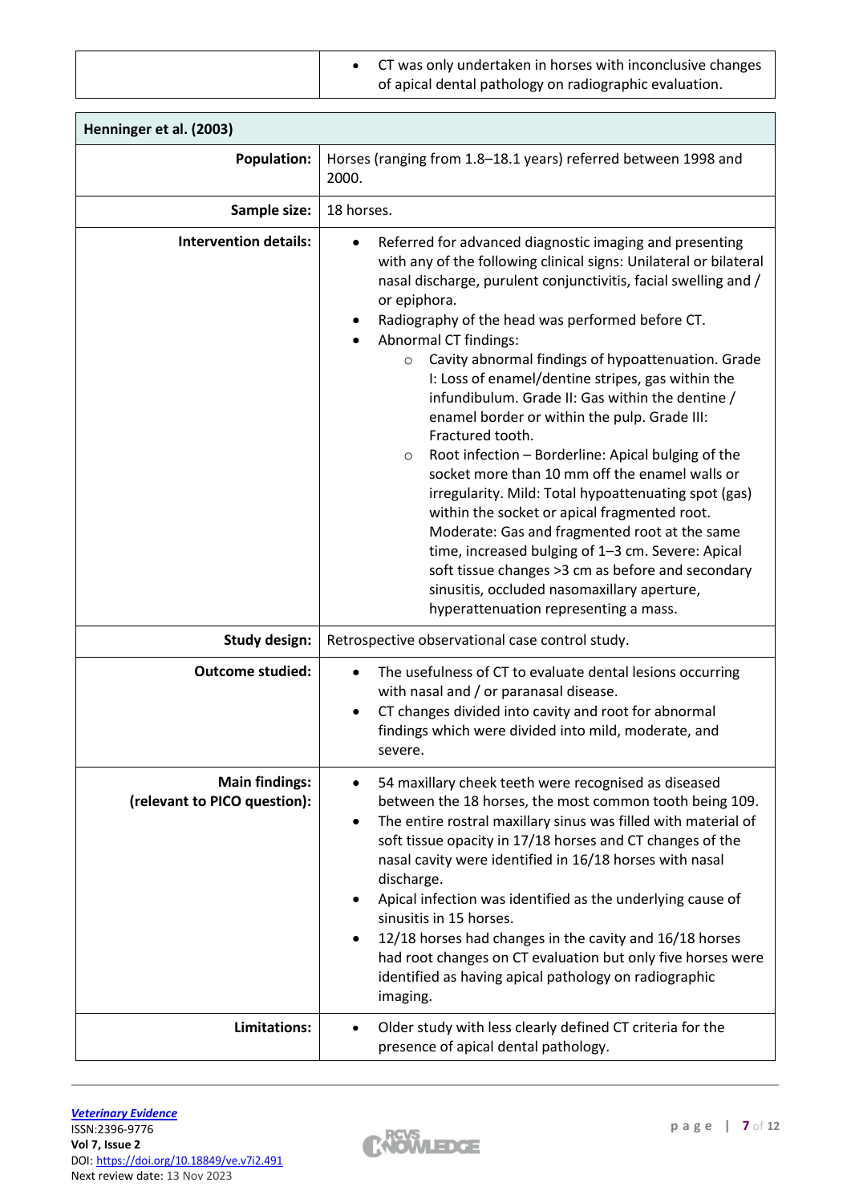| | |
|---|---|
| | • CT was only undertaken in horses with inconclusive changes of apical dental pathology on radiographic evaluation. |

| **Henninger et al. (2003)** | |
|---|---|
| **Population:** | Horses (ranging from 1.8–18.1 years) referred between 1998 and 2000. |
| **Sample size:** | 18 horses. |
| **Intervention details:** | • Referred for advanced diagnostic imaging and presenting with any of the following clinical signs: Unilateral or bilateral nasal discharge, purulent conjunctivitis, facial swelling and / or epiphora.<br>• Radiography of the head was performed before CT.<br>• Abnormal CT findings:<br>  ○ Cavity abnormal findings of hypoattenuation. Grade I: Loss of enamel/dentine stripes, gas within the infundibulum. Grade II: Gas within the dentine / enamel border or within the pulp. Grade III: Fractured tooth.<br>  ○ Root infection – Borderline: Apical bulging of the socket more than 10 mm off the enamel walls or irregularity. Mild: Total hypoattenuating spot (gas) within the socket or apical fragmented root. Moderate: Gas and fragmented root at the same time, increased bulging of 1–3 cm. Severe: Apical soft tissue changes >3 cm as before and secondary sinusitis, occluded nasomaxillary aperture, hyperattenuation representing a mass. |
| **Study design:** | Retrospective observational case control study. |
| **Outcome studied:** | • The usefulness of CT to evaluate dental lesions occurring with nasal and / or paranasal disease.<br>• CT changes divided into cavity and root for abnormal findings which were divided into mild, moderate, and severe. |
| **Main findings:<br>(relevant to PICO question):** | • 54 maxillary cheek teeth were recognised as diseased between the 18 horses, the most common tooth being 109.<br>• The entire rostral maxillary sinus was filled with material of soft tissue opacity in 17/18 horses and CT changes of the nasal cavity were identified in 16/18 horses with nasal discharge.<br>• Apical infection was identified as the underlying cause of sinusitis in 15 horses.<br>• 12/18 horses had changes in the cavity and 16/18 horses had root changes on CT evaluation but only five horses were identified as having apical pathology on radiographic imaging. |
| **Limitations:** | • Older study with less clearly defined CT criteria for the presence of apical dental pathology. |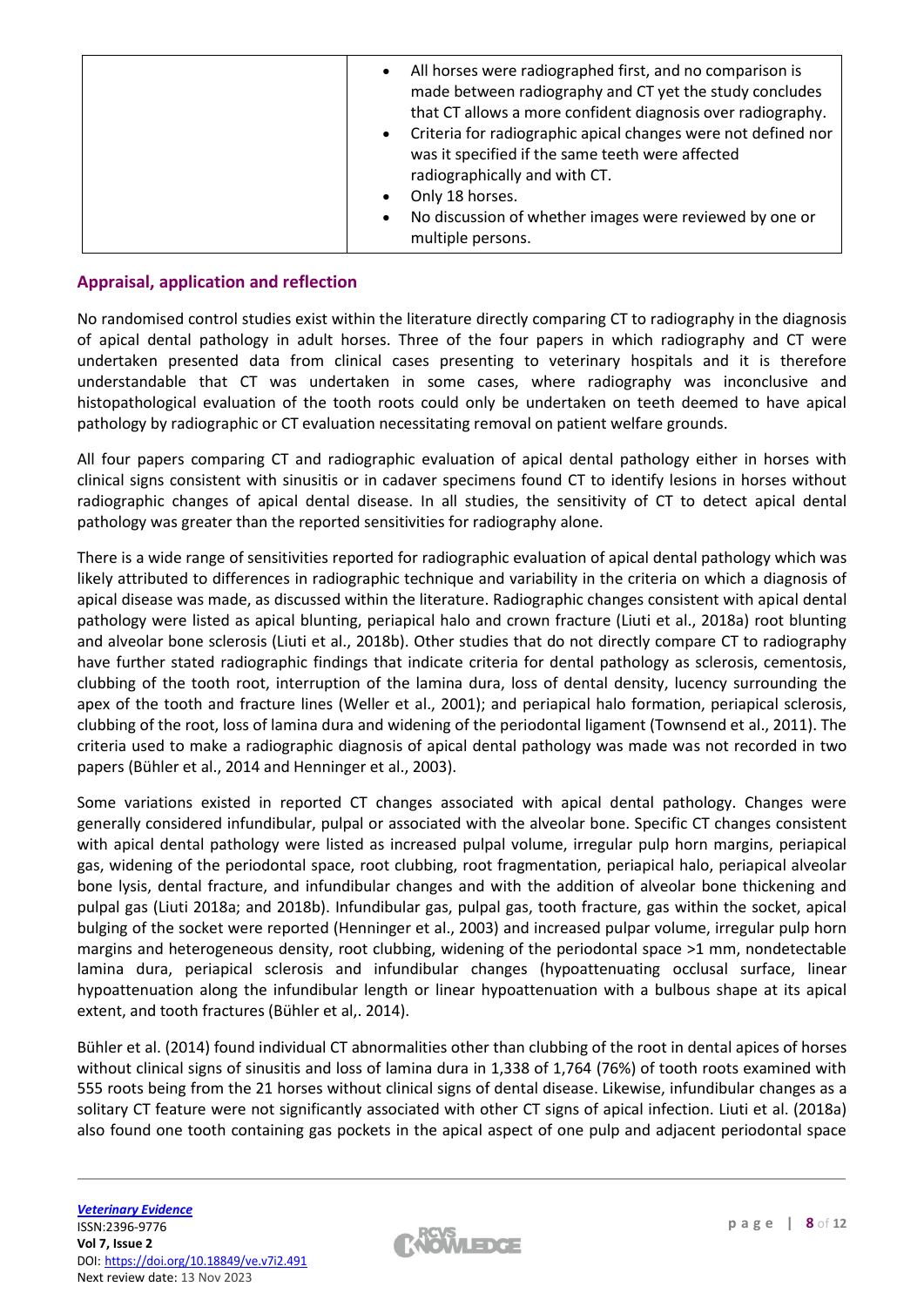| | |
|---|---|
| | • All horses were radiographed first, and no comparison is made between radiography and CT yet the study concludes that CT allows a more confident diagnosis over radiography.<br>• Criteria for radiographic apical changes were not defined nor was it specified if the same teeth were affected radiographically and with CT.<br>• Only 18 horses.<br>• No discussion of whether images were reviewed by one or multiple persons. |

## Appraisal, application and reflection

No randomised control studies exist within the literature directly comparing CT to radiography in the diagnosis of apical dental pathology in adult horses. Three of the four papers in which radiography and CT were undertaken presented data from clinical cases presenting to veterinary hospitals and it is therefore understandable that CT was undertaken in some cases, where radiography was inconclusive and histopathological evaluation of the tooth roots could only be undertaken on teeth deemed to have apical pathology by radiographic or CT evaluation necessitating removal on patient welfare grounds.

All four papers comparing CT and radiographic evaluation of apical dental pathology either in horses with clinical signs consistent with sinusitis or in cadaver specimens found CT to identify lesions in horses without radiographic changes of apical dental disease. In all studies, the sensitivity of CT to detect apical dental pathology was greater than the reported sensitivities for radiography alone.

There is a wide range of sensitivities reported for radiographic evaluation of apical dental pathology which was likely attributed to differences in radiographic technique and variability in the criteria on which a diagnosis of apical disease was made, as discussed within the literature. Radiographic changes consistent with apical dental pathology were listed as apical blunting, periapical halo and crown fracture (Liuti et al., 2018a) root blunting and alveolar bone sclerosis (Liuti et al., 2018b). Other studies that do not directly compare CT to radiography have further stated radiographic findings that indicate criteria for dental pathology as sclerosis, cementosis, clubbing of the tooth root, interruption of the lamina dura, loss of dental density, lucency surrounding the apex of the tooth and fracture lines (Weller et al., 2001); and periapical halo formation, periapical sclerosis, clubbing of the root, loss of lamina dura and widening of the periodontal ligament (Townsend et al., 2011). The criteria used to make a radiographic diagnosis of apical dental pathology was made was not recorded in two papers (Bühler et al., 2014 and Henninger et al., 2003).

Some variations existed in reported CT changes associated with apical dental pathology. Changes were generally considered infundibular, pulpal or associated with the alveolar bone. Specific CT changes consistent with apical dental pathology were listed as increased pulpal volume, irregular pulp horn margins, periapical gas, widening of the periodontal space, root clubbing, root fragmentation, periapical halo, periapical alveolar bone lysis, dental fracture, and infundibular changes and with the addition of alveolar bone thickening and pulpal gas (Liuti 2018a; and 2018b). Infundibular gas, pulpal gas, tooth fracture, gas within the socket, apical bulging of the socket were reported (Henninger et al., 2003) and increased pulpar volume, irregular pulp horn margins and heterogeneous density, root clubbing, widening of the periodontal space >1 mm, nondetectable lamina dura, periapical sclerosis and infundibular changes (hypoattenuating occlusal surface, linear hypoattenuation along the infundibular length or linear hypoattenuation with a bulbous shape at its apical extent, and tooth fractures (Bühler et al,. 2014).

Bühler et al. (2014) found individual CT abnormalities other than clubbing of the root in dental apices of horses without clinical signs of sinusitis and loss of lamina dura in 1,338 of 1,764 (76%) of tooth roots examined with 555 roots being from the 21 horses without clinical signs of dental disease. Likewise, infundibular changes as a solitary CT feature were not significantly associated with other CT signs of apical infection. Liuti et al. (2018a) also found one tooth containing gas pockets in the apical aspect of one pulp and adjacent periodontal space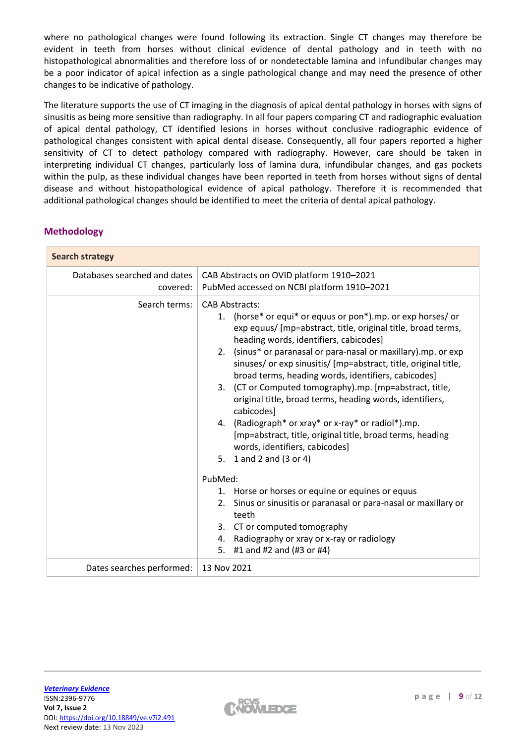where no pathological changes were found following its extraction. Single CT changes may therefore be evident in teeth from horses without clinical evidence of dental pathology and in teeth with no histopathological abnormalities and therefore loss of or nondetectable lamina and infundibular changes may be a poor indicator of apical infection as a single pathological change and may need the presence of other changes to be indicative of pathology.

The literature supports the use of CT imaging in the diagnosis of apical dental pathology in horses with signs of sinusitis as being more sensitive than radiography. In all four papers comparing CT and radiographic evaluation of apical dental pathology, CT identified lesions in horses without conclusive radiographic evidence of pathological changes consistent with apical dental disease. Consequently, all four papers reported a higher sensitivity of CT to detect pathology compared with radiography. However, care should be taken in interpreting individual CT changes, particularly loss of lamina dura, infundibular changes, and gas pockets within the pulp, as these individual changes have been reported in teeth from horses without signs of dental disease and without histopathological evidence of apical pathology. Therefore it is recommended that additional pathological changes should be identified to meet the criteria of dental apical pathology.

## Methodology

| **Search strategy** | |
|---|---|
| Databases searched and dates covered: | CAB Abstracts on OVID platform 1910–2021<br>PubMed accessed on NCBI platform 1910–2021 |
| Search terms: | CAB Abstracts:<br>1. (horse* or equi* or equus or pon*).mp. or exp horses/ or exp equus/ [mp=abstract, title, original title, broad terms, heading words, identifiers, cabicodes]<br>2. (sinus* or paranasal or para-nasal or maxillary).mp. or exp sinuses/ or exp sinusitis/ [mp=abstract, title, original title, broad terms, heading words, identifiers, cabicodes]<br>3. (CT or Computed tomography).mp. [mp=abstract, title, original title, broad terms, heading words, identifiers, cabicodes]<br>4. (Radiograph* or xray* or x-ray* or radiol*).mp. [mp=abstract, title, original title, broad terms, heading words, identifiers, cabicodes]<br>5. 1 and 2 and (3 or 4)<br><br>PubMed:<br>1. Horse or horses or equine or equines or equus<br>2. Sinus or sinusitis or paranasal or para-nasal or maxillary or teeth<br>3. CT or computed tomography<br>4. Radiography or xray or x-ray or radiology<br>5. #1 and #2 and (#3 or #4) |
| Dates searches performed: | 13 Nov 2021 |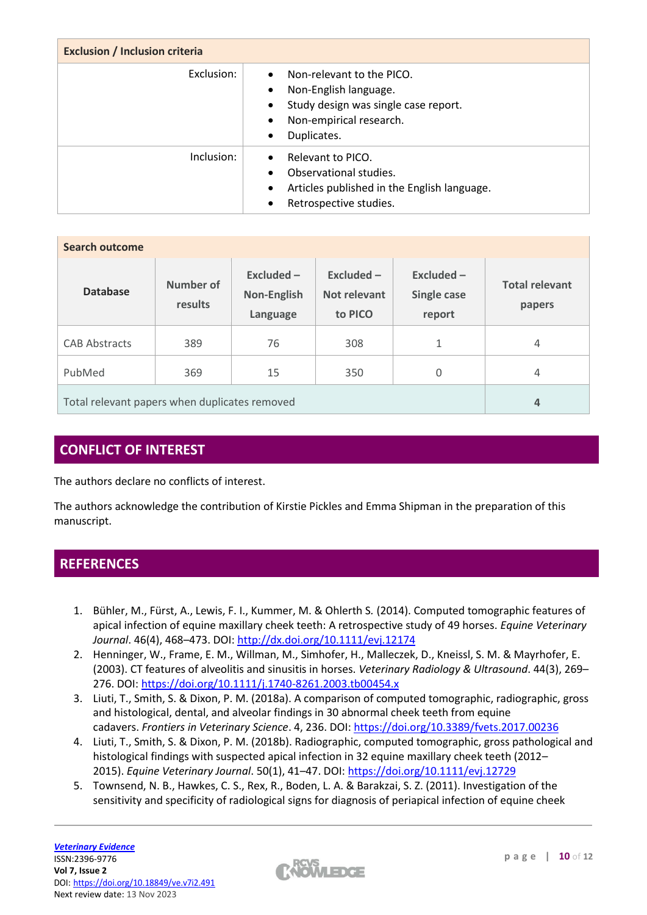| Exclusion / Inclusion criteria | |
|---|---|
| Exclusion: | • Non-relevant to the PICO.<br>• Non-English language.<br>• Study design was single case report.<br>• Non-empirical research.<br>• Duplicates. |
| Inclusion: | • Relevant to PICO.<br>• Observational studies.<br>• Articles published in the English language.<br>• Retrospective studies. |

**Search outcome**

| Database | Number of results | Excluded – Non-English Language | Excluded – Not relevant to PICO | Excluded – Single case report | Total relevant papers |
|---|---|---|---|---|---|
| CAB Abstracts | 389 | 76 | 308 | 1 | 4 |
| PubMed | 369 | 15 | 350 | 0 | 4 |
| Total relevant papers when duplicates removed | | | | | 4 |

## CONFLICT OF INTEREST

The authors declare no conflicts of interest.

The authors acknowledge the contribution of Kirstie Pickles and Emma Shipman in the preparation of this manuscript.

## REFERENCES

1. Bühler, M., Fürst, A., Lewis, F. I., Kummer, M. & Ohlerth S. (2014). Computed tomographic features of apical infection of equine maxillary cheek teeth: A retrospective study of 49 horses. *Equine Veterinary Journal*. 46(4), 468–473. DOI: http://dx.doi.org/10.1111/evj.12174
2. Henninger, W., Frame, E. M., Willman, M., Simhofer, H., Malleczek, D., Kneissl, S. M. & Mayrhofer, E. (2003). CT features of alveolitis and sinusitis in horses. *Veterinary Radiology & Ultrasound*. 44(3), 269–276. DOI: https://doi.org/10.1111/j.1740-8261.2003.tb00454.x
3. Liuti, T., Smith, S. & Dixon, P. M. (2018a). A comparison of computed tomographic, radiographic, gross and histological, dental, and alveolar findings in 30 abnormal cheek teeth from equine cadavers. *Frontiers in Veterinary Science*. 4, 236. DOI: https://doi.org/10.3389/fvets.2017.00236
4. Liuti, T., Smith, S. & Dixon, P. M. (2018b). Radiographic, computed tomographic, gross pathological and histological findings with suspected apical infection in 32 equine maxillary cheek teeth (2012–2015). *Equine Veterinary Journal*. 50(1), 41–47. DOI: https://doi.org/10.1111/evj.12729
5. Townsend, N. B., Hawkes, C. S., Rex, R., Boden, L. A. & Barakzai, S. Z. (2011). Investigation of the sensitivity and specificity of radiological signs for diagnosis of periapical infection of equine cheek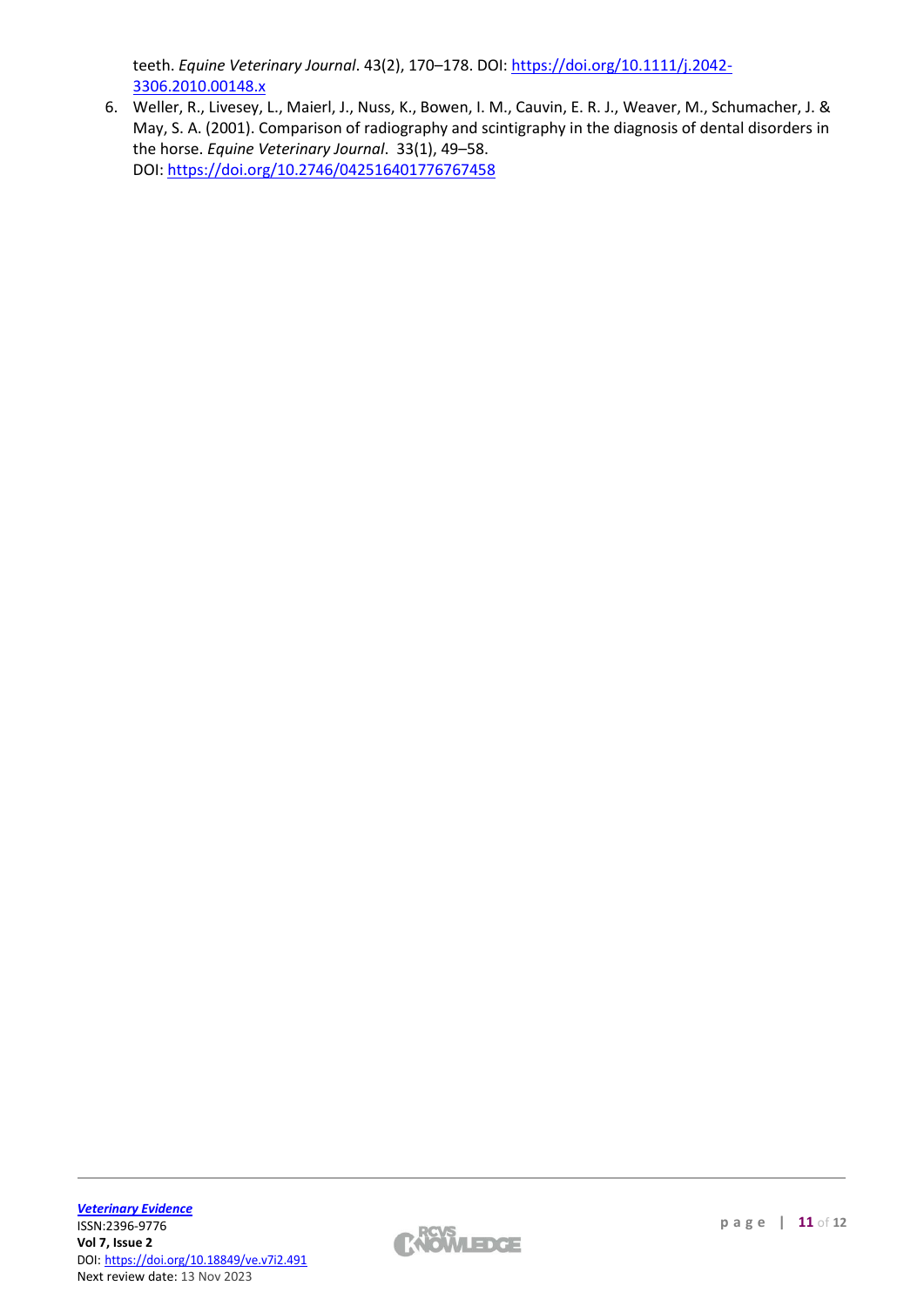teeth. *Equine Veterinary Journal*. 43(2), 170–178. DOI: https://doi.org/10.1111/j.2042-3306.2010.00148.x

6. Weller, R., Livesey, L., Maierl, J., Nuss, K., Bowen, I. M., Cauvin, E. R. J., Weaver, M., Schumacher, J. & May, S. A. (2001). Comparison of radiography and scintigraphy in the diagnosis of dental disorders in the horse. *Equine Veterinary Journal*. 33(1), 49–58. DOI: https://doi.org/10.2746/042516401776767458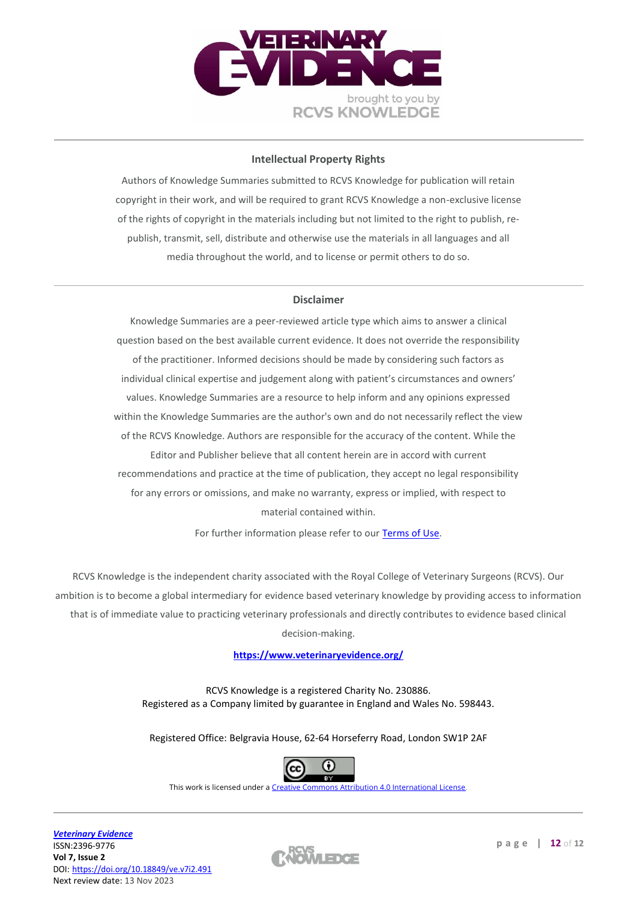## Intellectual Property Rights

Authors of Knowledge Summaries submitted to RCVS Knowledge for publication will retain copyright in their work, and will be required to grant RCVS Knowledge a non-exclusive license of the rights of copyright in the materials including but not limited to the right to publish, re-publish, transmit, sell, distribute and otherwise use the materials in all languages and all media throughout the world, and to license or permit others to do so.

## Disclaimer

Knowledge Summaries are a peer-reviewed article type which aims to answer a clinical question based on the best available current evidence. It does not override the responsibility of the practitioner. Informed decisions should be made by considering such factors as individual clinical expertise and judgement along with patient's circumstances and owners' values. Knowledge Summaries are a resource to help inform and any opinions expressed within the Knowledge Summaries are the author's own and do not necessarily reflect the view of the RCVS Knowledge. Authors are responsible for the accuracy of the content. While the Editor and Publisher believe that all content herein are in accord with current recommendations and practice at the time of publication, they accept no legal responsibility for any errors or omissions, and make no warranty, express or implied, with respect to material contained within.

For further information please refer to our [Terms of Use](https://www.veterinaryevidence.org/).

RCVS Knowledge is the independent charity associated with the Royal College of Veterinary Surgeons (RCVS). Our ambition is to become a global intermediary for evidence based veterinary knowledge by providing access to information that is of immediate value to practicing veterinary professionals and directly contributes to evidence based clinical decision-making.

**https://www.veterinaryevidence.org/**

RCVS Knowledge is a registered Charity No. 230886.
Registered as a Company limited by guarantee in England and Wales No. 598443.

Registered Office: Belgravia House, 62-64 Horseferry Road, London SW1P 2AF

This work is licensed under a Creative Commons Attribution 4.0 International License.